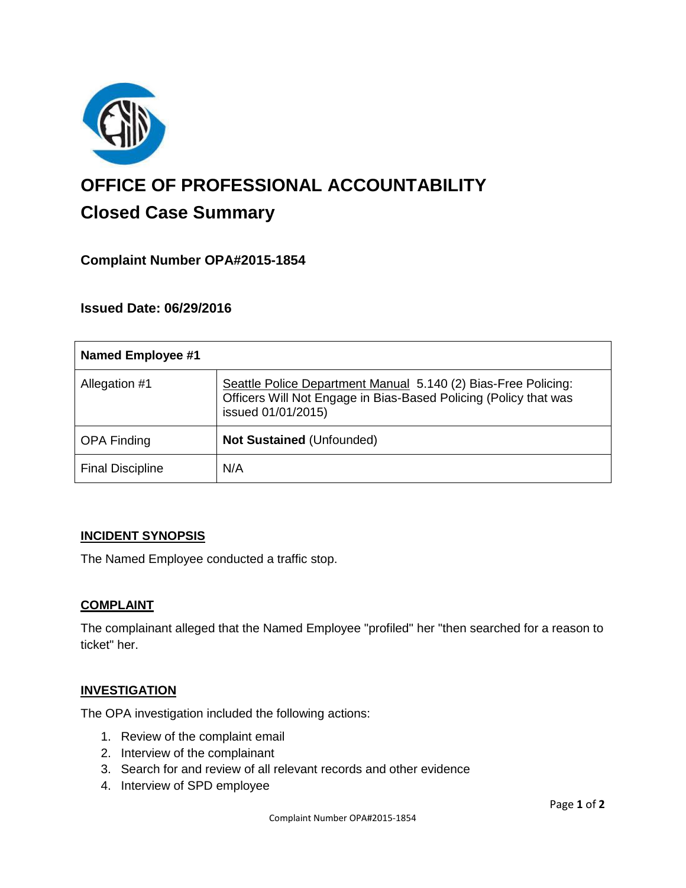# OFFICE OF PROFESSIONAL ACCOUNTABILITY

## Closed Case Summary

### Complaint Number OPA#2015-1854

### Issued Date: 06/29/2016

| **Named Employee #1** | |
|---|---|
| Allegation #1 | Seattle Police Department Manual 5.140 (2) Bias-Free Policing: Officers Will Not Engage in Bias-Based Policing (Policy that was issued 01/01/2015) |
| OPA Finding | **Not Sustained** (Unfounded) |
| Final Discipline | N/A |

**INCIDENT SYNOPSIS**

The Named Employee conducted a traffic stop.

**COMPLAINT**

The complainant alleged that the Named Employee "profiled" her "then searched for a reason to ticket" her.

**INVESTIGATION**

The OPA investigation included the following actions:

1. Review of the complaint email
2. Interview of the complainant
3. Search for and review of all relevant records and other evidence
4. Interview of SPD employee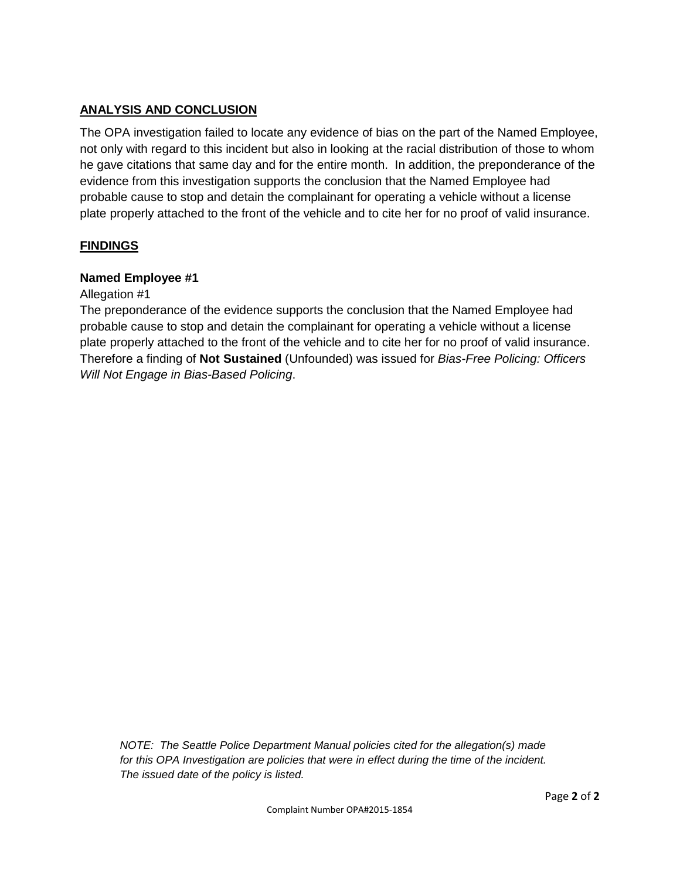## ANALYSIS AND CONCLUSION

The OPA investigation failed to locate any evidence of bias on the part of the Named Employee, not only with regard to this incident but also in looking at the racial distribution of those to whom he gave citations that same day and for the entire month. In addition, the preponderance of the evidence from this investigation supports the conclusion that the Named Employee had probable cause to stop and detain the complainant for operating a vehicle without a license plate properly attached to the front of the vehicle and to cite her for no proof of valid insurance.

## FINDINGS

**Named Employee #1**

Allegation #1

The preponderance of the evidence supports the conclusion that the Named Employee had probable cause to stop and detain the complainant for operating a vehicle without a license plate properly attached to the front of the vehicle and to cite her for no proof of valid insurance. Therefore a finding of **Not Sustained** (Unfounded) was issued for *Bias-Free Policing: Officers Will Not Engage in Bias-Based Policing*.

*NOTE: The Seattle Police Department Manual policies cited for the allegation(s) made for this OPA Investigation are policies that were in effect during the time of the incident. The issued date of the policy is listed.*

Complaint Number OPA#2015-1854